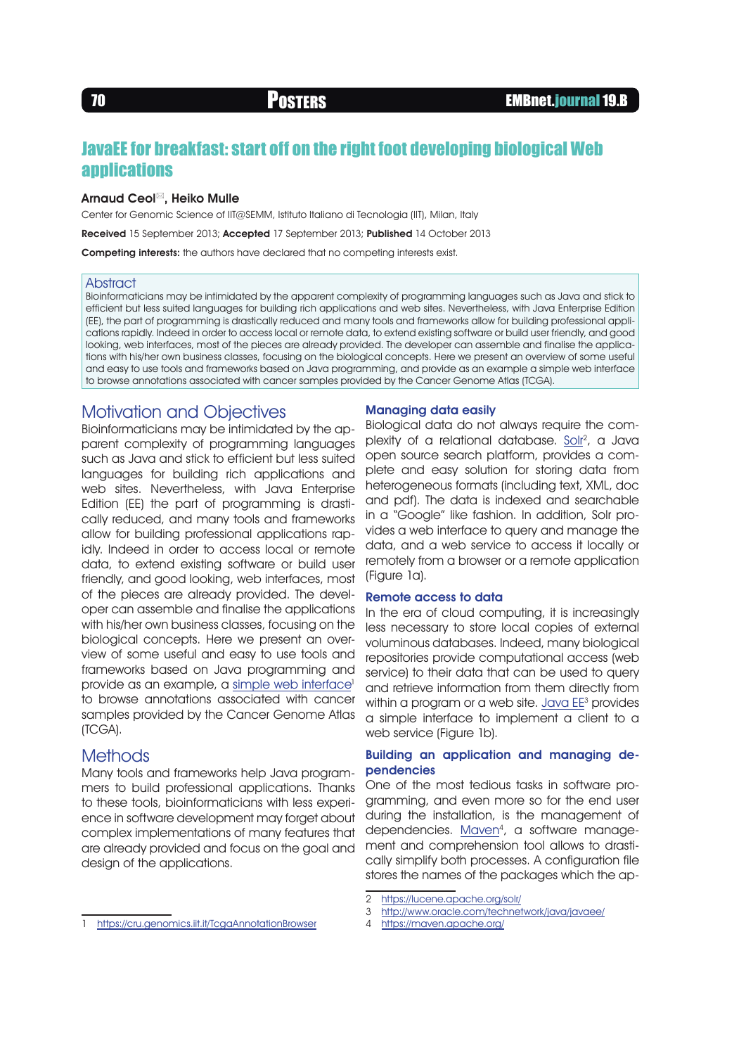# JavaEE for breakfast: start off on the right foot developing biological Web applications

**Arnaud Ceol**, **Heiko Mulle**

Center for Genomic Science of IIT@SEMM, Istituto Italiano di Tecnologia (IIT), Milan, Italy

**Received** 15 September 2013; **Accepted** 17 September 2013; **Published** 14 October 2013

**Competing interests:** the authors have declared that no competing interests exist.

## Abstract

Bioinformaticians may be intimidated by the apparent complexity of programming languages such as Java and stick to efficient but less suited languages for building rich applications and web sites. Nevertheless, with Java Enterprise Edition (EE), the part of programming is drastically reduced and many tools and frameworks allow for building professional applications rapidly. Indeed in order to access local or remote data, to extend existing software or build user friendly, and good looking, web interfaces, most of the pieces are already provided. The developer can assemble and finalise the applications with his/her own business classes, focusing on the biological concepts. Here we present an overview of some useful and easy to use tools and frameworks based on Java programming, and provide as an example a simple web interface to browse annotations associated with cancer samples provided by the Cancer Genome Atlas (TCGA).

## Motivation and Objectives

Bioinformaticians may be intimidated by the apparent complexity of programming languages such as Java and stick to efficient but less suited languages for building rich applications and web sites. Nevertheless, with Java Enterprise Edition (EE) the part of programming is drastically reduced, and many tools and frameworks allow for building professional applications rapidly. Indeed in order to access local or remote data, to extend existing software or build user friendly, and good looking, web interfaces, most of the pieces are already provided. The developer can assemble and finalise the applications with his/her own business classes, focusing on the biological concepts. Here we present an overview of some useful and easy to use tools and frameworks based on Java programming and provide as an example, a simple web interface[1] to browse annotations associated with cancer samples provided by the Cancer Genome Atlas (TCGA).

## Methods

Many tools and frameworks help Java programmers to build professional applications. Thanks to these tools, bioinformaticians with less experience in software development may forget about complex implementations of many features that are already provided and focus on the goal and design of the applications.

### Managing data easily

Biological data do not always require the complexity of a relational database. Solr[2], a Java open source search platform, provides a complete and easy solution for storing data from heterogeneous formats (including text, XML, doc and pdf). The data is indexed and searchable in a "Google" like fashion. In addition, Solr provides a web interface to query and manage the data, and a web service to access it locally or remotely from a browser or a remote application (Figure 1a).

### Remote access to data

In the era of cloud computing, it is increasingly less necessary to store local copies of external voluminous databases. Indeed, many biological repositories provide computational access (web service) to their data that can be used to query and retrieve information from them directly from within a program or a web site. Java EE[3] provides a simple interface to implement a client to a web service (Figure 1b).

### Building an application and managing dependencies

One of the most tedious tasks in software programming, and even more so for the end user during the installation, is the management of dependencies. Maven[4], a software management and comprehension tool allows to drastically simplify both processes. A configuration file stores the names of the packages which the ap-

1 https://cru.genomics.iit.it/TcgaAnnotationBrowser

2 https://lucene.apache.org/solr/

3 http://www.oracle.com/technetwork/java/javaee/

4 https://maven.apache.org/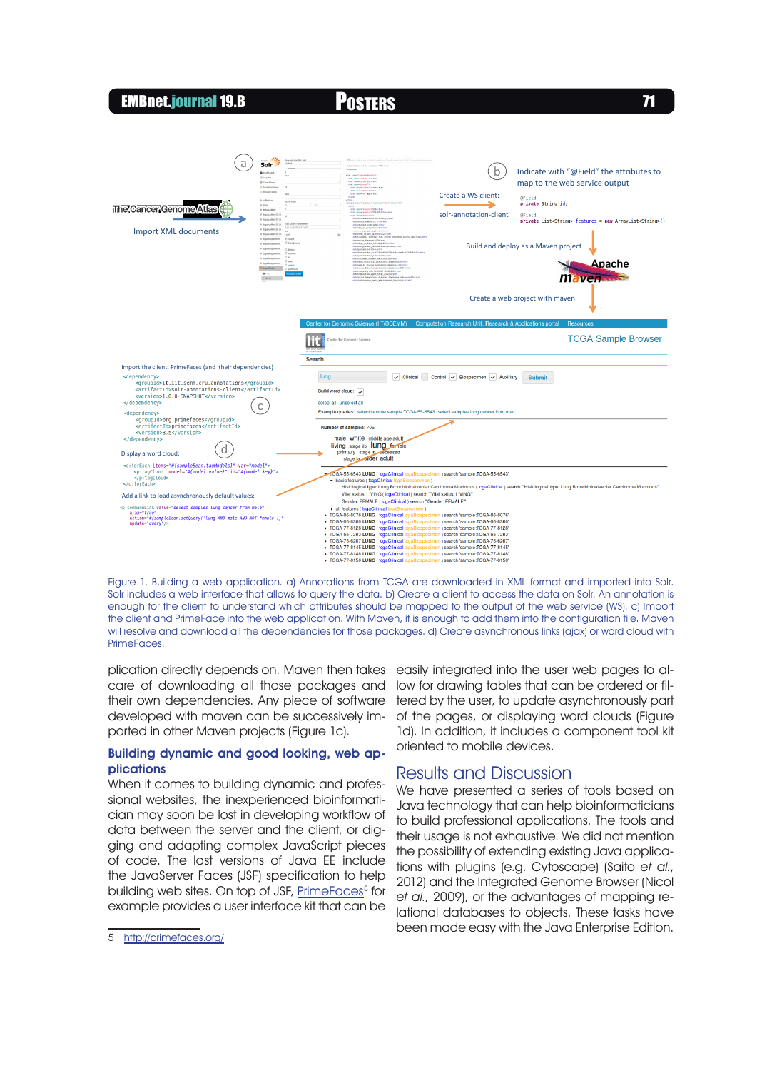Figure 1. Building a web application. a) Annotations from TCGA are downloaded in XML format and imported into Solr. Solr includes a web interface that allows to query the data. b) Create a client to access the data on Solr. An annotation is enough for the client to understand which attributes should be mapped to the output of the web service (WS). c) Import the client and PrimeFace into the web application. With Maven, it is enough to add them into the configuration file. Maven will resolve and download all the dependencies for those packages. d) Create asynchronous links (ajax) or word cloud with PrimeFaces.

plication directly depends on. Maven then takes care of downloading all those packages and their own dependencies. Any piece of software developed with maven can be successively imported in other Maven projects (Figure 1c).

### Building dynamic and good looking, web applications

When it comes to building dynamic and professional websites, the inexperienced bioinformatician may soon be lost in developing workflow of data between the server and the client, or digging and adapting complex JavaScript pieces of code. The last versions of Java EE include the JavaServer Faces (JSF) specification to help building web sites. On top of JSF, PrimeFaces[5] for example provides a user interface kit that can be easily integrated into the user web pages to allow for drawing tables that can be ordered or filtered by the user, to update asynchronously part of the pages, or displaying word clouds (Figure 1d). In addition, it includes a component tool kit oriented to mobile devices.

## Results and Discussion

We have presented a series of tools based on Java technology that can help bioinformaticians to build professional applications. The tools and their usage is not exhaustive. We did not mention the possibility of extending existing Java applications with plugins (e.g. Cytoscape) (Saito *et al.*, 2012) and the Integrated Genome Browser (Nicol *et al.*, 2009), or the advantages of mapping relational databases to objects. These tasks have been made easy with the Java Enterprise Edition.

5 http://primefaces.org/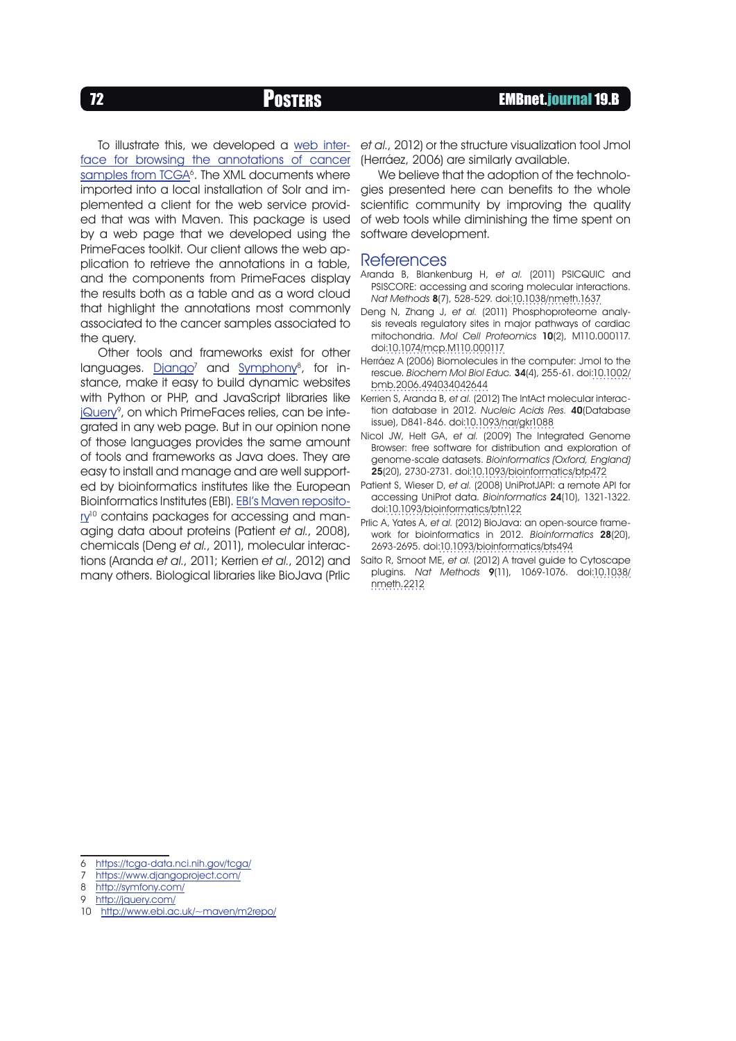To illustrate this, we developed a web interface for browsing the annotations of cancer samples from TCGA[6]. The XML documents where imported into a local installation of Solr and implemented a client for the web service provided that was with Maven. This package is used by a web page that we developed using the PrimeFaces toolkit. Our client allows the web application to retrieve the annotations in a table, and the components from PrimeFaces display the results both as a table and as a word cloud that highlight the annotations most commonly associated to the cancer samples associated to the query.

Other tools and frameworks exist for other languages. Django[7] and Symphony[8], for instance, make it easy to build dynamic websites with Python or PHP, and JavaScript libraries like jQuery[9], on which PrimeFaces relies, can be integrated in any web page. But in our opinion none of those languages provides the same amount of tools and frameworks as Java does. They are easy to install and manage and are well supported by bioinformatics institutes like the European Bioinformatics Institutes (EBI). EBI's Maven repository[10] contains packages for accessing and managing data about proteins (Patient *et al.*, 2008), chemicals (Deng *et al.*, 2011), molecular interactions (Aranda *et al.*, 2011; Kerrien *et al.*, 2012) and many others. Biological libraries like BioJava (Prlic *et al.*, 2012) or the structure visualization tool Jmol (Herráez, 2006) are similarly available.

We believe that the adoption of the technologies presented here can benefits to the whole scientific community by improving the quality of web tools while diminishing the time spent on software development.

## References

Aranda B, Blankenburg H, *et al.* (2011) PSICQUIC and PSISCORE: accessing and scoring molecular interactions. *Nat Methods* **8**(7), 528-529. doi:10.1038/nmeth.1637

Deng N, Zhang J, *et al.* (2011) Phosphoproteome analysis reveals regulatory sites in major pathways of cardiac mitochondria. *Mol Cell Proteomics* **10**(2), M110.000117. doi:10.1074/mcp.M110.000117

Herráez A (2006) Biomolecules in the computer: Jmol to the rescue. *Biochem Mol Biol Educ.* **34**(4), 255-61. doi:10.1002/bmb.2006.494034042644

Kerrien S, Aranda B, *et al.* (2012) The IntAct molecular interaction database in 2012. *Nucleic Acids Res.* **40**(Database issue), D841-846. doi:10.1093/nar/gkr1088

Nicol JW, Helt GA, *et al.* (2009) The Integrated Genome Browser: free software for distribution and exploration of genome-scale datasets. *Bioinformatics (Oxford, England)* **25**(20), 2730-2731. doi:10.1093/bioinformatics/btp472

Patient S, Wieser D, *et al.* (2008) UniProtJAPI: a remote API for accessing UniProt data. *Bioinformatics* **24**(10), 1321-1322. doi:10.1093/bioinformatics/btn122

Prlic A, Yates A, *et al.* (2012) BioJava: an open-source framework for bioinformatics in 2012. *Bioinformatics* **28**(20), 2693-2695. doi:10.1093/bioinformatics/bts494

Saito R, Smoot ME, *et al.* (2012) A travel guide to Cytoscape plugins. *Nat Methods* **9**(11), 1069-1076. doi:10.1038/nmeth.2212

---

6 https://tcga-data.nci.nih.gov/tcga/
7 https://www.djangoproject.com/
8 http://symfony.com/
9 http://jquery.com/
10 http://www.ebi.ac.uk/~maven/m2repo/